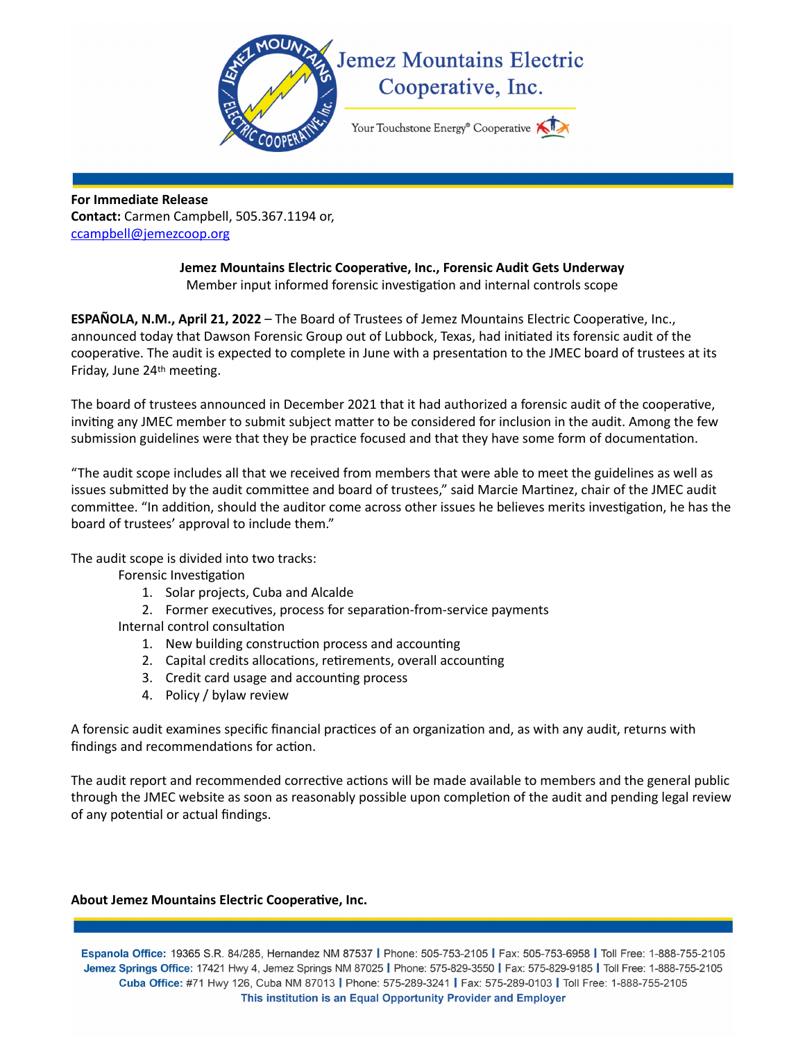Jemez Mountains Electric Cooperative, Inc.

Your Touchstone Energy® Cooperative

**For Immediate Release**
**Contact:** Carmen Campbell, 505.367.1194 or,
ccampbell@jemezcoop.org

**Jemez Mountains Electric Cooperative, Inc., Forensic Audit Gets Underway**
Member input informed forensic investigation and internal controls scope

**ESPAÑOLA, N.M., April 21, 2022** – The Board of Trustees of Jemez Mountains Electric Cooperative, Inc., announced today that Dawson Forensic Group out of Lubbock, Texas, had initiated its forensic audit of the cooperative. The audit is expected to complete in June with a presentation to the JMEC board of trustees at its Friday, June 24th meeting.

The board of trustees announced in December 2021 that it had authorized a forensic audit of the cooperative, inviting any JMEC member to submit subject matter to be considered for inclusion in the audit. Among the few submission guidelines were that they be practice focused and that they have some form of documentation.

"The audit scope includes all that we received from members that were able to meet the guidelines as well as issues submitted by the audit committee and board of trustees," said Marcie Martinez, chair of the JMEC audit committee. "In addition, should the auditor come across other issues he believes merits investigation, he has the board of trustees' approval to include them."

The audit scope is divided into two tracks:

Forensic Investigation
1. Solar projects, Cuba and Alcalde
2. Former executives, process for separation-from-service payments

Internal control consultation
1. New building construction process and accounting
2. Capital credits allocations, retirements, overall accounting
3. Credit card usage and accounting process
4. Policy / bylaw review

A forensic audit examines specific financial practices of an organization and, as with any audit, returns with findings and recommendations for action.

The audit report and recommended corrective actions will be made available to members and the general public through the JMEC website as soon as reasonably possible upon completion of the audit and pending legal review of any potential or actual findings.

**About Jemez Mountains Electric Cooperative, Inc.**

**Espanola Office:** 19365 S.R. 84/285, Hernandez NM 87537 | Phone: 505-753-2105 | Fax: 505-753-6958 | Toll Free: 1-888-755-2105
**Jemez Springs Office:** 17421 Hwy 4, Jemez Springs NM 87025 | Phone: 575-829-3550 | Fax: 575-829-9185 | Toll Free: 1-888-755-2105
**Cuba Office:** #71 Hwy 126, Cuba NM 87013 | Phone: 575-289-3241 | Fax: 575-289-0103 | Toll Free: 1-888-755-2105
**This institution is an Equal Opportunity Provider and Employer**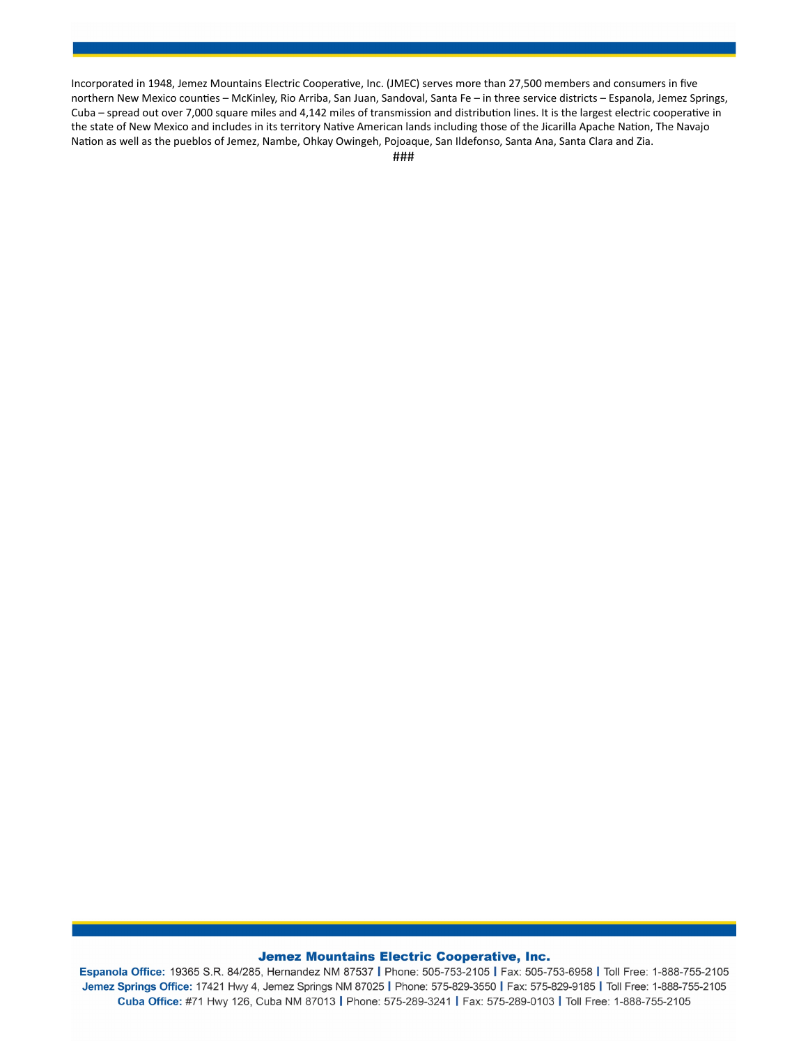Incorporated in 1948, Jemez Mountains Electric Cooperative, Inc. (JMEC) serves more than 27,500 members and consumers in five northern New Mexico counties – McKinley, Rio Arriba, San Juan, Sandoval, Santa Fe – in three service districts – Espanola, Jemez Springs, Cuba – spread out over 7,000 square miles and 4,142 miles of transmission and distribution lines. It is the largest electric cooperative in the state of New Mexico and includes in its territory Native American lands including those of the Jicarilla Apache Nation, The Navajo Nation as well as the pueblos of Jemez, Nambe, Ohkay Owingeh, Pojoaque, San Ildefonso, Santa Ana, Santa Clara and Zia.

###

**Jemez Mountains Electric Cooperative, Inc.**

**Espanola Office:** 19365 S.R. 84/285, Hernandez NM 87537 | Phone: 505-753-2105 | Fax: 505-753-6958 | Toll Free: 1-888-755-2105

**Jemez Springs Office:** 17421 Hwy 4, Jemez Springs NM 87025 | Phone: 575-829-3550 | Fax: 575-829-9185 | Toll Free: 1-888-755-2105

**Cuba Office:** #71 Hwy 126, Cuba NM 87013 | Phone: 575-289-3241 | Fax: 575-289-0103 | Toll Free: 1-888-755-2105